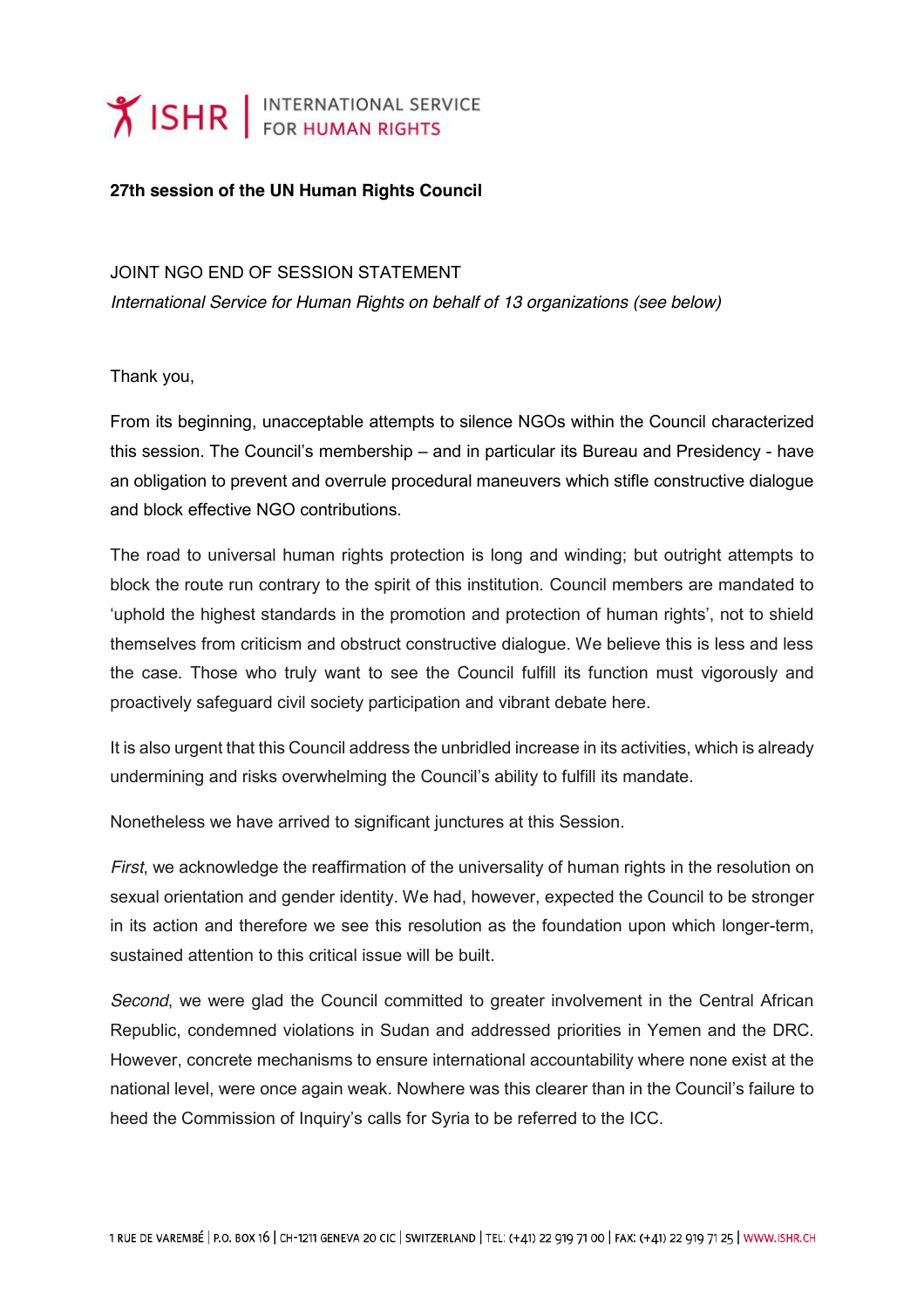**27th session of the UN Human Rights Council**

JOINT NGO END OF SESSION STATEMENT

*International Service for Human Rights on behalf of 13 organizations (see below)*

Thank you,

From its beginning, unacceptable attempts to silence NGOs within the Council characterized this session. The Council's membership – and in particular its Bureau and Presidency - have an obligation to prevent and overrule procedural maneuvers which stifle constructive dialogue and block effective NGO contributions.

The road to universal human rights protection is long and winding; but outright attempts to block the route run contrary to the spirit of this institution. Council members are mandated to 'uphold the highest standards in the promotion and protection of human rights', not to shield themselves from criticism and obstruct constructive dialogue. We believe this is less and less the case. Those who truly want to see the Council fulfill its function must vigorously and proactively safeguard civil society participation and vibrant debate here.

It is also urgent that this Council address the unbridled increase in its activities, which is already undermining and risks overwhelming the Council's ability to fulfill its mandate.

Nonetheless we have arrived to significant junctures at this Session.

*First*, we acknowledge the reaffirmation of the universality of human rights in the resolution on sexual orientation and gender identity. We had, however, expected the Council to be stronger in its action and therefore we see this resolution as the foundation upon which longer-term, sustained attention to this critical issue will be built.

*Second*, we were glad the Council committed to greater involvement in the Central African Republic, condemned violations in Sudan and addressed priorities in Yemen and the DRC. However, concrete mechanisms to ensure international accountability where none exist at the national level, were once again weak. Nowhere was this clearer than in the Council's failure to heed the Commission of Inquiry's calls for Syria to be referred to the ICC.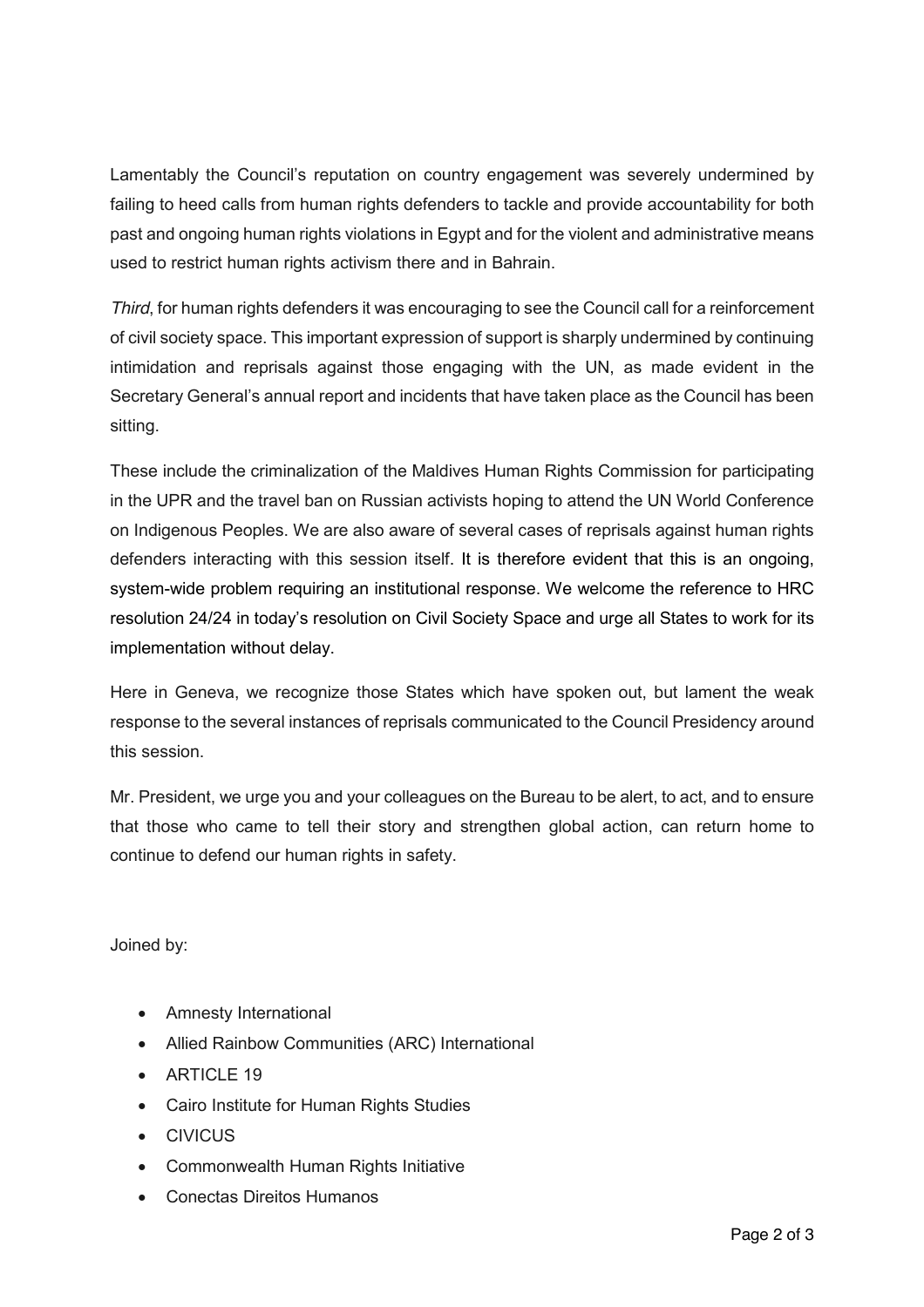Lamentably the Council's reputation on country engagement was severely undermined by failing to heed calls from human rights defenders to tackle and provide accountability for both past and ongoing human rights violations in Egypt and for the violent and administrative means used to restrict human rights activism there and in Bahrain.

*Third*, for human rights defenders it was encouraging to see the Council call for a reinforcement of civil society space. This important expression of support is sharply undermined by continuing intimidation and reprisals against those engaging with the UN, as made evident in the Secretary General's annual report and incidents that have taken place as the Council has been sitting.

These include the criminalization of the Maldives Human Rights Commission for participating in the UPR and the travel ban on Russian activists hoping to attend the UN World Conference on Indigenous Peoples. We are also aware of several cases of reprisals against human rights defenders interacting with this session itself. It is therefore evident that this is an ongoing, system-wide problem requiring an institutional response. We welcome the reference to HRC resolution 24/24 in today's resolution on Civil Society Space and urge all States to work for its implementation without delay.

Here in Geneva, we recognize those States which have spoken out, but lament the weak response to the several instances of reprisals communicated to the Council Presidency around this session.

Mr. President, we urge you and your colleagues on the Bureau to be alert, to act, and to ensure that those who came to tell their story and strengthen global action, can return home to continue to defend our human rights in safety.

Joined by:

- Amnesty International
- Allied Rainbow Communities (ARC) International
- ARTICLE 19
- Cairo Institute for Human Rights Studies
- CIVICUS
- Commonwealth Human Rights Initiative
- Conectas Direitos Humanos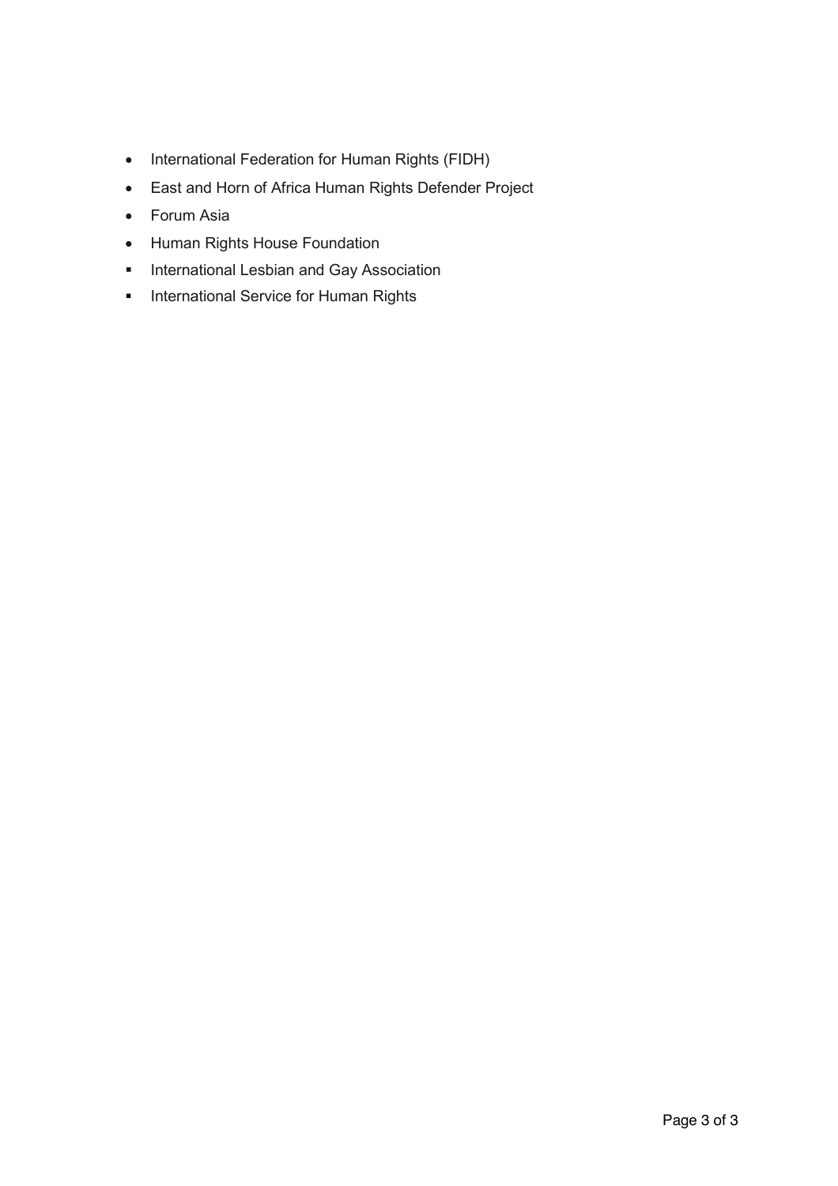- International Federation for Human Rights (FIDH)
- East and Horn of Africa Human Rights Defender Project
- Forum Asia
- Human Rights House Foundation
- International Lesbian and Gay Association
- International Service for Human Rights